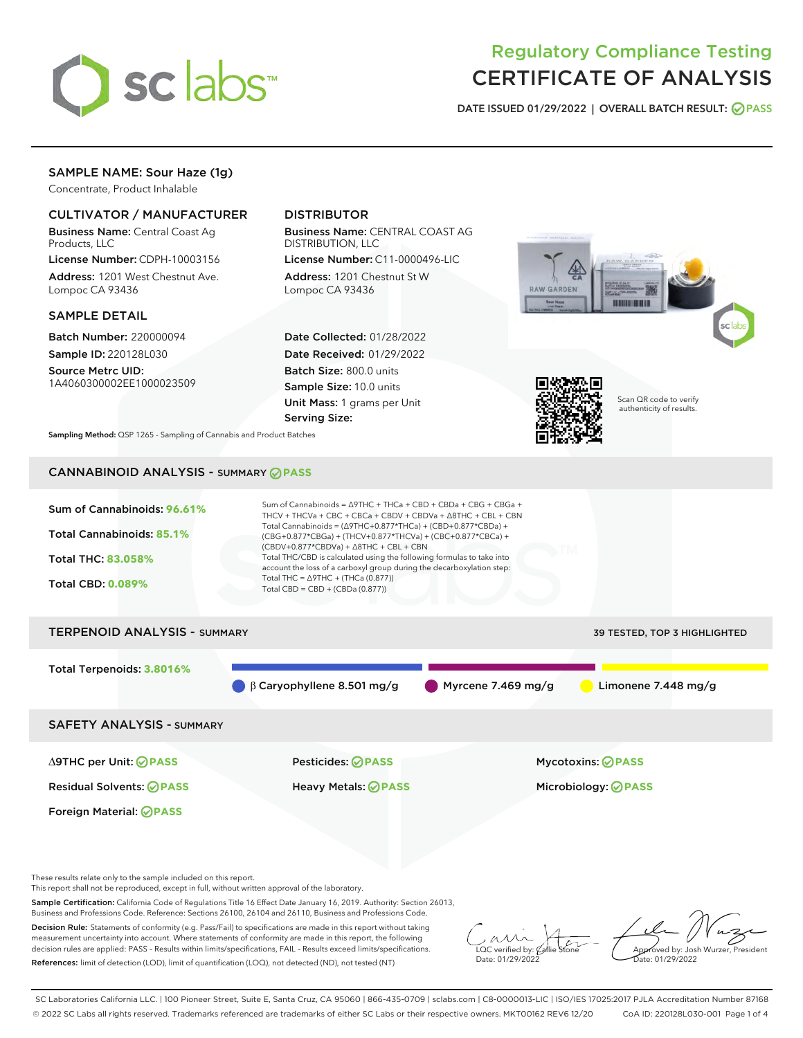# Regulatory Compliance Testing
# CERTIFICATE OF ANALYSIS

DATE ISSUED 01/29/2022 | OVERALL BATCH RESULT: PASS

## SAMPLE NAME: Sour Haze (1g)

Concentrate, Product Inhalable

### CULTIVATOR / MANUFACTURER

**Business Name:** Central Coast Ag Products, LLC
**License Number:** CDPH-10003156
**Address:** 1201 West Chestnut Ave. Lompoc CA 93436

### DISTRIBUTOR

**Business Name:** CENTRAL COAST AG DISTRIBUTION, LLC
**License Number:** C11-0000496-LIC
**Address:** 1201 Chestnut St W Lompoc CA 93436

### SAMPLE DETAIL

**Batch Number:** 220000094
**Sample ID:** 220128L030
**Source Metrc UID:** 1A4060300002EE1000023509

**Date Collected:** 01/28/2022
**Date Received:** 01/29/2022
**Batch Size:** 800.0 units
**Sample Size:** 10.0 units
**Unit Mass:** 1 grams per Unit
**Serving Size:**

Scan QR code to verify authenticity of results.

**Sampling Method:** QSP 1265 - Sampling of Cannabis and Product Batches

## CANNABINOID ANALYSIS - SUMMARY PASS

Sum of Cannabinoids: **96.61%**

Total Cannabinoids: **85.1%**

Total THC: **83.058%**

Total CBD: **0.089%**

Sum of Cannabinoids = Δ9THC + THCa + CBD + CBDa + CBG + CBGa + THCV + THCVa + CBC + CBCa + CBDV + CBDVa + Δ8THC + CBL + CBN
Total Cannabinoids = (Δ9THC+0.877*THCa) + (CBD+0.877*CBDa) + (CBG+0.877*CBGa) + (THCV+0.877*THCVa) + (CBC+0.877*CBCa) + (CBDV+0.877*CBDVa) + Δ8THC + CBL + CBN
Total THC/CBD is calculated using the following formulas to take into account the loss of a carboxyl group during the decarboxylation step:
Total THC = Δ9THC + (THCa (0.877))
Total CBD = CBD + (CBDa (0.877))

## TERPENOID ANALYSIS - SUMMARY

39 TESTED, TOP 3 HIGHLIGHTED

Total Terpenoids: **3.8016%**

β Caryophyllene 8.501 mg/g | Myrcene 7.469 mg/g | Limonene 7.448 mg/g

## SAFETY ANALYSIS - SUMMARY

| | | |
|---|---|---|
| Δ9THC per Unit: PASS | Pesticides: PASS | Mycotoxins: PASS |
| Residual Solvents: PASS | Heavy Metals: PASS | Microbiology: PASS |
| Foreign Material: PASS | | |

These results relate only to the sample included on this report.
This report shall not be reproduced, except in full, without written approval of the laboratory.

**Sample Certification:** California Code of Regulations Title 16 Effect Date January 16, 2019. Authority: Section 26013, Business and Professions Code. Reference: Sections 26100, 26104 and 26110, Business and Professions Code.

**Decision Rule:** Statements of conformity (e.g. Pass/Fail) to specifications are made in this report without taking measurement uncertainty into account. Where statements of conformity are made in this report, the following decision rules are applied: PASS – Results within limits/specifications, FAIL – Results exceed limits/specifications.

**References:** limit of detection (LOD), limit of quantification (LOQ), not detected (ND), not tested (NT)

LQC verified by: Callie Stone
Date: 01/29/2022

Approved by: Josh Wurzer, President
Date: 01/29/2022

SC Laboratories California LLC. | 100 Pioneer Street, Suite E, Santa Cruz, CA 95060 | 866-435-0709 | sclabs.com | C8-0000013-LIC | ISO/IES 17025:2017 PJLA Accreditation Number 87168
© 2022 SC Labs all rights reserved. Trademarks referenced are trademarks of either SC Labs or their respective owners. MKT00162 REV6 12/20 CoA ID: 220128L030-001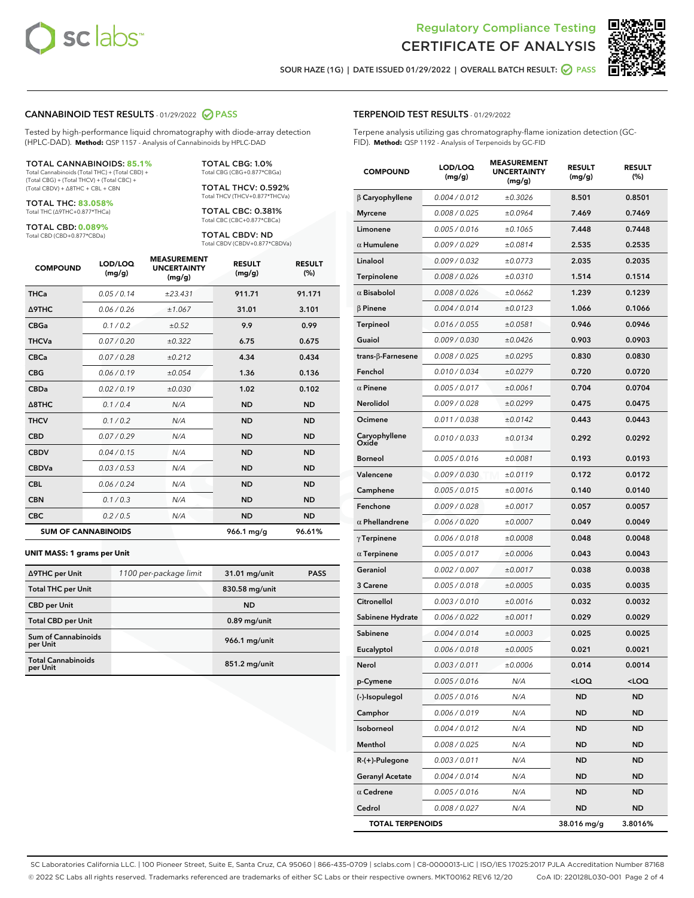Regulatory Compliance Testing
CERTIFICATE OF ANALYSIS

SOUR HAZE (1G) | DATE ISSUED 01/29/2022 | OVERALL BATCH RESULT: PASS

## CANNABINOID TEST RESULTS - 01/29/2022 PASS

Tested by high-performance liquid chromatography with diode-array detection (HPLC-DAD). **Method:** QSP 1157 - Analysis of Cannabinoids by HPLC-DAD

**TOTAL CANNABINOIDS: 85.1%**
Total Cannabinoids (Total THC) + (Total CBD) + (Total CBG) + (Total THCV) + (Total CBC) + (Total CBDV) + Δ8THC + CBL + CBN

**TOTAL THC: 83.058%**
Total THC (Δ9THC+0.877*THCa)

**TOTAL CBD: 0.089%**
Total CBD (CBD+0.877*CBDa)

**TOTAL CBG: 1.0%**
Total CBG (CBG+0.877*CBGa)

**TOTAL THCV: 0.592%**
Total THCV (THCV+0.877*THCVa)

**TOTAL CBC: 0.381%**
Total CBC (CBC+0.877*CBCa)

**TOTAL CBDV: ND**
Total CBDV (CBDV+0.877*CBDVa)

| COMPOUND | LOD/LOQ (mg/g) | MEASUREMENT UNCERTAINTY (mg/g) | RESULT (mg/g) | RESULT (%) |
|---|---|---|---|---|
| THCa | 0.05 / 0.14 | ±23.431 | 911.71 | 91.171 |
| Δ9THC | 0.06 / 0.26 | ±1.067 | 31.01 | 3.101 |
| CBGa | 0.1 / 0.2 | ±0.52 | 9.9 | 0.99 |
| THCVa | 0.07 / 0.20 | ±0.322 | 6.75 | 0.675 |
| CBCa | 0.07 / 0.28 | ±0.212 | 4.34 | 0.434 |
| CBG | 0.06 / 0.19 | ±0.054 | 1.36 | 0.136 |
| CBDa | 0.02 / 0.19 | ±0.030 | 1.02 | 0.102 |
| Δ8THC | 0.1 / 0.4 | N/A | ND | ND |
| THCV | 0.1 / 0.2 | N/A | ND | ND |
| CBD | 0.07 / 0.29 | N/A | ND | ND |
| CBDV | 0.04 / 0.15 | N/A | ND | ND |
| CBDVa | 0.03 / 0.53 | N/A | ND | ND |
| CBL | 0.06 / 0.24 | N/A | ND | ND |
| CBN | 0.1 / 0.3 | N/A | ND | ND |
| CBC | 0.2 / 0.5 | N/A | ND | ND |
| **SUM OF CANNABINOIDS** | | | **966.1 mg/g** | **96.61%** |

**UNIT MASS: 1 grams per Unit**

| | | | |
|---|---|---|---|
| Δ9THC per Unit | 1100 per-package limit | 31.01 mg/unit | PASS |
| Total THC per Unit | | 830.58 mg/unit | |
| CBD per Unit | | ND | |
| Total CBD per Unit | | 0.89 mg/unit | |
| Sum of Cannabinoids per Unit | | 966.1 mg/unit | |
| Total Cannabinoids per Unit | | 851.2 mg/unit | |

## TERPENOID TEST RESULTS - 01/29/2022

Terpene analysis utilizing gas chromatography-flame ionization detection (GC-FID). **Method:** QSP 1192 - Analysis of Terpenoids by GC-FID

| COMPOUND | LOD/LOQ (mg/g) | MEASUREMENT UNCERTAINTY (mg/g) | RESULT (mg/g) | RESULT (%) |
|---|---|---|---|---|
| β Caryophyllene | 0.004 / 0.012 | ±0.3026 | 8.501 | 0.8501 |
| Myrcene | 0.008 / 0.025 | ±0.0964 | 7.469 | 0.7469 |
| Limonene | 0.005 / 0.016 | ±0.1065 | 7.448 | 0.7448 |
| α Humulene | 0.009 / 0.029 | ±0.0814 | 2.535 | 0.2535 |
| Linalool | 0.009 / 0.032 | ±0.0773 | 2.035 | 0.2035 |
| Terpinolene | 0.008 / 0.026 | ±0.0310 | 1.514 | 0.1514 |
| α Bisabolol | 0.008 / 0.026 | ±0.0662 | 1.239 | 0.1239 |
| β Pinene | 0.004 / 0.014 | ±0.0123 | 1.066 | 0.1066 |
| Terpineol | 0.016 / 0.055 | ±0.0581 | 0.946 | 0.0946 |
| Guaiol | 0.009 / 0.030 | ±0.0426 | 0.903 | 0.0903 |
| trans-β-Farnesene | 0.008 / 0.025 | ±0.0295 | 0.830 | 0.0830 |
| Fenchol | 0.010 / 0.034 | ±0.0279 | 0.720 | 0.0720 |
| α Pinene | 0.005 / 0.017 | ±0.0061 | 0.704 | 0.0704 |
| Nerolidol | 0.009 / 0.028 | ±0.0299 | 0.475 | 0.0475 |
| Ocimene | 0.011 / 0.038 | ±0.0142 | 0.443 | 0.0443 |
| Caryophyllene Oxide | 0.010 / 0.033 | ±0.0134 | 0.292 | 0.0292 |
| Borneol | 0.005 / 0.016 | ±0.0081 | 0.193 | 0.0193 |
| Valencene | 0.009 / 0.030 | ±0.0119 | 0.172 | 0.0172 |
| Camphene | 0.005 / 0.015 | ±0.0016 | 0.140 | 0.0140 |
| Fenchone | 0.009 / 0.028 | ±0.0017 | 0.057 | 0.0057 |
| α Phellandrene | 0.006 / 0.020 | ±0.0007 | 0.049 | 0.0049 |
| γ Terpinene | 0.006 / 0.018 | ±0.0008 | 0.048 | 0.0048 |
| α Terpinene | 0.005 / 0.017 | ±0.0006 | 0.043 | 0.0043 |
| Geraniol | 0.002 / 0.007 | ±0.0017 | 0.038 | 0.0038 |
| 3 Carene | 0.005 / 0.018 | ±0.0005 | 0.035 | 0.0035 |
| Citronellol | 0.003 / 0.010 | ±0.0016 | 0.032 | 0.0032 |
| Sabinene Hydrate | 0.006 / 0.022 | ±0.0011 | 0.029 | 0.0029 |
| Sabinene | 0.004 / 0.014 | ±0.0003 | 0.025 | 0.0025 |
| Eucalyptol | 0.006 / 0.018 | ±0.0005 | 0.021 | 0.0021 |
| Nerol | 0.003 / 0.011 | ±0.0006 | 0.014 | 0.0014 |
| p-Cymene | 0.005 / 0.016 | N/A | <LOQ | <LOQ |
| (-)-Isopulegol | 0.005 / 0.016 | N/A | ND | ND |
| Camphor | 0.006 / 0.019 | N/A | ND | ND |
| Isoborneol | 0.004 / 0.012 | N/A | ND | ND |
| Menthol | 0.008 / 0.025 | N/A | ND | ND |
| R-(+)-Pulegone | 0.003 / 0.011 | N/A | ND | ND |
| Geranyl Acetate | 0.004 / 0.014 | N/A | ND | ND |
| α Cedrene | 0.005 / 0.016 | N/A | ND | ND |
| Cedrol | 0.008 / 0.027 | N/A | ND | ND |
| **TOTAL TERPENOIDS** | | | **38.016 mg/g** | **3.8016%** |

SC Laboratories California LLC. | 100 Pioneer Street, Suite E, Santa Cruz, CA 95060 | 866-435-0709 | sclabs.com | C8-0000013-LIC | ISO/IES 17025:2017 PJLA Accreditation Number 87168
© 2022 SC Labs all rights reserved. Trademarks referenced are trademarks of either SC Labs or their respective owners. MKT00162 REV6 12/20 CoA ID: 220128L030-001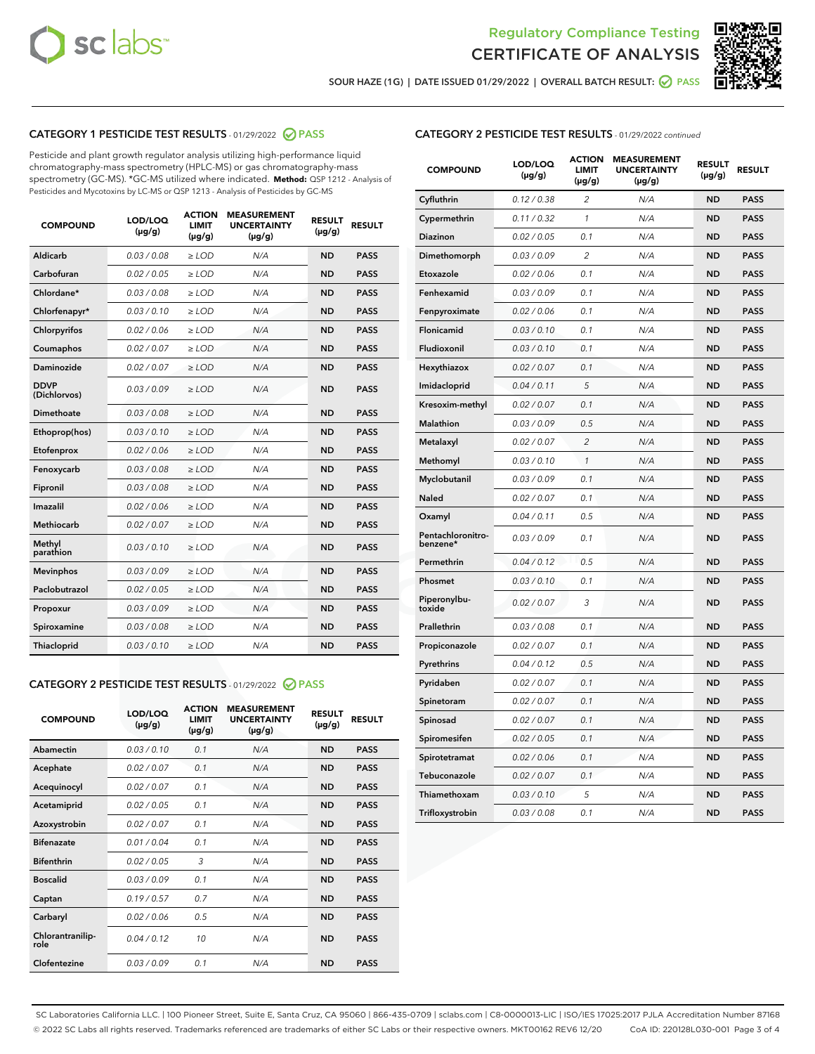Regulatory Compliance Testing

# CERTIFICATE OF ANALYSIS

SOUR HAZE (1G) | DATE ISSUED 01/29/2022 | OVERALL BATCH RESULT: PASS

## CATEGORY 1 PESTICIDE TEST RESULTS - 01/29/2022 PASS

Pesticide and plant growth regulator analysis utilizing high-performance liquid chromatography-mass spectrometry (HPLC-MS) or gas chromatography-mass spectrometry (GC-MS). *GC-MS utilized where indicated. **Method:** QSP 1212 - Analysis of Pesticides and Mycotoxins by LC-MS or QSP 1213 - Analysis of Pesticides by GC-MS

| COMPOUND | LOD/LOQ (µg/g) | ACTION LIMIT (µg/g) | MEASUREMENT UNCERTAINTY (µg/g) | RESULT (µg/g) | RESULT |
|---|---|---|---|---|---|
| Aldicarb | 0.03 / 0.08 | ≥ LOD | N/A | ND | PASS |
| Carbofuran | 0.02 / 0.05 | ≥ LOD | N/A | ND | PASS |
| Chlordane* | 0.03 / 0.08 | ≥ LOD | N/A | ND | PASS |
| Chlorfenapyr* | 0.03 / 0.10 | ≥ LOD | N/A | ND | PASS |
| Chlorpyrifos | 0.02 / 0.06 | ≥ LOD | N/A | ND | PASS |
| Coumaphos | 0.02 / 0.07 | ≥ LOD | N/A | ND | PASS |
| Daminozide | 0.02 / 0.07 | ≥ LOD | N/A | ND | PASS |
| DDVP (Dichlorvos) | 0.03 / 0.09 | ≥ LOD | N/A | ND | PASS |
| Dimethoate | 0.03 / 0.08 | ≥ LOD | N/A | ND | PASS |
| Ethoprop(hos) | 0.03 / 0.10 | ≥ LOD | N/A | ND | PASS |
| Etofenprox | 0.02 / 0.06 | ≥ LOD | N/A | ND | PASS |
| Fenoxycarb | 0.03 / 0.08 | ≥ LOD | N/A | ND | PASS |
| Fipronil | 0.03 / 0.08 | ≥ LOD | N/A | ND | PASS |
| Imazalil | 0.02 / 0.06 | ≥ LOD | N/A | ND | PASS |
| Methiocarb | 0.02 / 0.07 | ≥ LOD | N/A | ND | PASS |
| Methyl parathion | 0.03 / 0.10 | ≥ LOD | N/A | ND | PASS |
| Mevinphos | 0.03 / 0.09 | ≥ LOD | N/A | ND | PASS |
| Paclobutrazol | 0.02 / 0.05 | ≥ LOD | N/A | ND | PASS |
| Propoxur | 0.03 / 0.09 | ≥ LOD | N/A | ND | PASS |
| Spiroxamine | 0.03 / 0.08 | ≥ LOD | N/A | ND | PASS |
| Thiacloprid | 0.03 / 0.10 | ≥ LOD | N/A | ND | PASS |

## CATEGORY 2 PESTICIDE TEST RESULTS - 01/29/2022 PASS

| COMPOUND | LOD/LOQ (µg/g) | ACTION LIMIT (µg/g) | MEASUREMENT UNCERTAINTY (µg/g) | RESULT (µg/g) | RESULT |
|---|---|---|---|---|---|
| Abamectin | 0.03 / 0.10 | 0.1 | N/A | ND | PASS |
| Acephate | 0.02 / 0.07 | 0.1 | N/A | ND | PASS |
| Acequinocyl | 0.02 / 0.07 | 0.1 | N/A | ND | PASS |
| Acetamiprid | 0.02 / 0.05 | 0.1 | N/A | ND | PASS |
| Azoxystrobin | 0.02 / 0.07 | 0.1 | N/A | ND | PASS |
| Bifenazate | 0.01 / 0.04 | 0.1 | N/A | ND | PASS |
| Bifenthrin | 0.02 / 0.05 | 3 | N/A | ND | PASS |
| Boscalid | 0.03 / 0.09 | 0.1 | N/A | ND | PASS |
| Captan | 0.19 / 0.57 | 0.7 | N/A | ND | PASS |
| Carbaryl | 0.02 / 0.06 | 0.5 | N/A | ND | PASS |
| Chlorantraniliprole | 0.04 / 0.12 | 10 | N/A | ND | PASS |
| Clofentezine | 0.03 / 0.09 | 0.1 | N/A | ND | PASS |
| Cyfluthrin | 0.12 / 0.38 | 2 | N/A | ND | PASS |
| Cypermethrin | 0.11 / 0.32 | 1 | N/A | ND | PASS |
| Diazinon | 0.02 / 0.05 | 0.1 | N/A | ND | PASS |
| Dimethomorph | 0.03 / 0.09 | 2 | N/A | ND | PASS |
| Etoxazole | 0.02 / 0.06 | 0.1 | N/A | ND | PASS |
| Fenhexamid | 0.03 / 0.09 | 0.1 | N/A | ND | PASS |
| Fenpyroximate | 0.02 / 0.06 | 0.1 | N/A | ND | PASS |
| Flonicamid | 0.03 / 0.10 | 0.1 | N/A | ND | PASS |
| Fludioxonil | 0.03 / 0.10 | 0.1 | N/A | ND | PASS |
| Hexythiazox | 0.02 / 0.07 | 0.1 | N/A | ND | PASS |
| Imidacloprid | 0.04 / 0.11 | 5 | N/A | ND | PASS |
| Kresoxim-methyl | 0.02 / 0.07 | 0.1 | N/A | ND | PASS |
| Malathion | 0.03 / 0.09 | 0.5 | N/A | ND | PASS |
| Metalaxyl | 0.02 / 0.07 | 2 | N/A | ND | PASS |
| Methomyl | 0.03 / 0.10 | 1 | N/A | ND | PASS |
| Myclobutanil | 0.03 / 0.09 | 0.1 | N/A | ND | PASS |
| Naled | 0.02 / 0.07 | 0.1 | N/A | ND | PASS |
| Oxamyl | 0.04 / 0.11 | 0.5 | N/A | ND | PASS |
| Pentachloronitrobenzene* | 0.03 / 0.09 | 0.1 | N/A | ND | PASS |
| Permethrin | 0.04 / 0.12 | 0.5 | N/A | ND | PASS |
| Phosmet | 0.03 / 0.10 | 0.1 | N/A | ND | PASS |
| Piperonylbutoxide | 0.02 / 0.07 | 3 | N/A | ND | PASS |
| Prallethrin | 0.03 / 0.08 | 0.1 | N/A | ND | PASS |
| Propiconazole | 0.02 / 0.07 | 0.1 | N/A | ND | PASS |
| Pyrethrins | 0.04 / 0.12 | 0.5 | N/A | ND | PASS |
| Pyridaben | 0.02 / 0.07 | 0.1 | N/A | ND | PASS |
| Spinetoram | 0.02 / 0.07 | 0.1 | N/A | ND | PASS |
| Spinosad | 0.02 / 0.07 | 0.1 | N/A | ND | PASS |
| Spiromesifen | 0.02 / 0.05 | 0.1 | N/A | ND | PASS |
| Spirotetramat | 0.02 / 0.06 | 0.1 | N/A | ND | PASS |
| Tebuconazole | 0.02 / 0.07 | 0.1 | N/A | ND | PASS |
| Thiamethoxam | 0.03 / 0.10 | 5 | N/A | ND | PASS |
| Trifloxystrobin | 0.03 / 0.08 | 0.1 | N/A | ND | PASS |

SC Laboratories California LLC. | 100 Pioneer Street, Suite E, Santa Cruz, CA 95060 | 866-435-0709 | sclabs.com | C8-0000013-LIC | ISO/IES 17025:2017 PJLA Accreditation Number 87168
© 2022 SC Labs all rights reserved. Trademarks referenced are trademarks of either SC Labs or their respective owners. MKT00162 REV6 12/20 CoA ID: 220128L030-001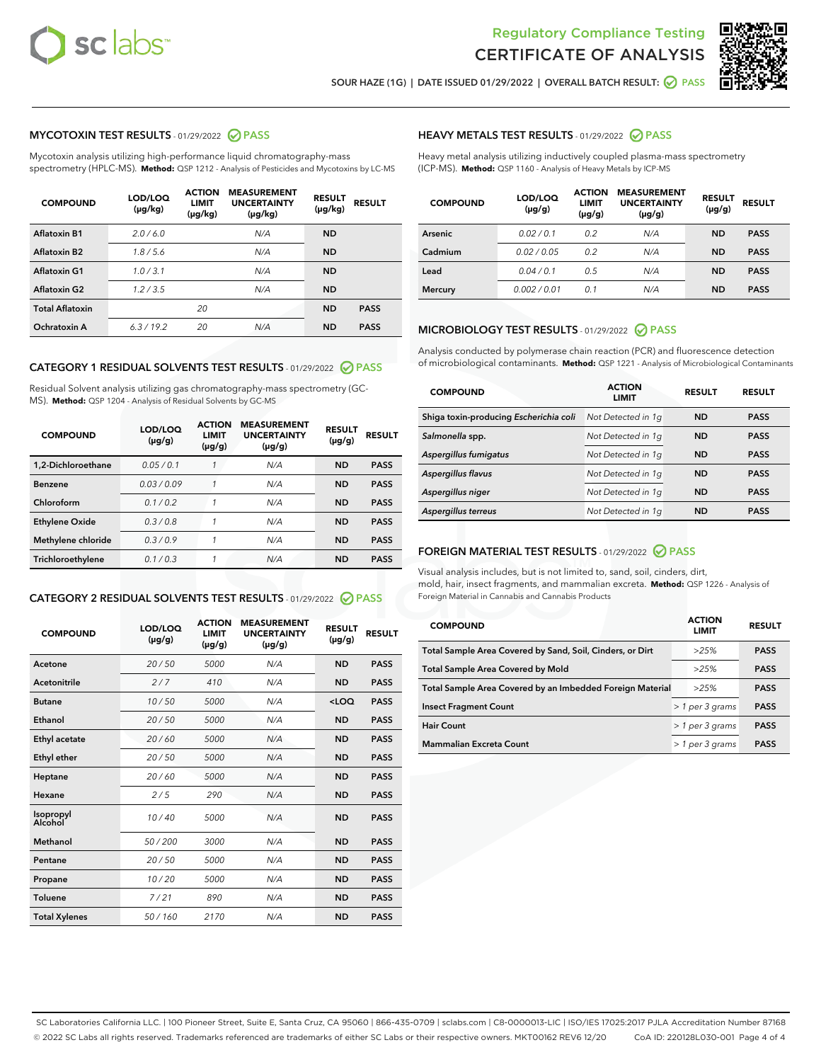Regulatory Compliance Testing

# CERTIFICATE OF ANALYSIS

SOUR HAZE (1G) | DATE ISSUED 01/29/2022 | OVERALL BATCH RESULT: PASS

## MYCOTOXIN TEST RESULTS - 01/29/2022 PASS

Mycotoxin analysis utilizing high-performance liquid chromatography-mass spectrometry (HPLC-MS). **Method:** QSP 1212 - Analysis of Pesticides and Mycotoxins by LC-MS

| COMPOUND | LOD/LOQ (µg/kg) | ACTION LIMIT (µg/kg) | MEASUREMENT UNCERTAINTY (µg/kg) | RESULT (µg/kg) | RESULT |
|---|---|---|---|---|---|
| Aflatoxin B1 | 2.0 / 6.0 | | N/A | ND | |
| Aflatoxin B2 | 1.8 / 5.6 | | N/A | ND | |
| Aflatoxin G1 | 1.0 / 3.1 | | N/A | ND | |
| Aflatoxin G2 | 1.2 / 3.5 | | N/A | ND | |
| Total Aflatoxin | | 20 | | ND | PASS |
| Ochratoxin A | 6.3 / 19.2 | 20 | N/A | ND | PASS |

## CATEGORY 1 RESIDUAL SOLVENTS TEST RESULTS - 01/29/2022 PASS

Residual Solvent analysis utilizing gas chromatography-mass spectrometry (GC-MS). **Method:** QSP 1204 - Analysis of Residual Solvents by GC-MS

| COMPOUND | LOD/LOQ (µg/g) | ACTION LIMIT (µg/g) | MEASUREMENT UNCERTAINTY (µg/g) | RESULT (µg/g) | RESULT |
|---|---|---|---|---|---|
| 1,2-Dichloroethane | 0.05 / 0.1 | 1 | N/A | ND | PASS |
| Benzene | 0.03 / 0.09 | 1 | N/A | ND | PASS |
| Chloroform | 0.1 / 0.2 | 1 | N/A | ND | PASS |
| Ethylene Oxide | 0.3 / 0.8 | 1 | N/A | ND | PASS |
| Methylene chloride | 0.3 / 0.9 | 1 | N/A | ND | PASS |
| Trichloroethylene | 0.1 / 0.3 | 1 | N/A | ND | PASS |

## CATEGORY 2 RESIDUAL SOLVENTS TEST RESULTS - 01/29/2022 PASS

| COMPOUND | LOD/LOQ (µg/g) | ACTION LIMIT (µg/g) | MEASUREMENT UNCERTAINTY (µg/g) | RESULT (µg/g) | RESULT |
|---|---|---|---|---|---|
| Acetone | 20 / 50 | 5000 | N/A | ND | PASS |
| Acetonitrile | 2 / 7 | 410 | N/A | ND | PASS |
| Butane | 10 / 50 | 5000 | N/A | <LOQ | PASS |
| Ethanol | 20 / 50 | 5000 | N/A | ND | PASS |
| Ethyl acetate | 20 / 60 | 5000 | N/A | ND | PASS |
| Ethyl ether | 20 / 50 | 5000 | N/A | ND | PASS |
| Heptane | 20 / 60 | 5000 | N/A | ND | PASS |
| Hexane | 2 / 5 | 290 | N/A | ND | PASS |
| Isopropyl Alcohol | 10 / 40 | 5000 | N/A | ND | PASS |
| Methanol | 50 / 200 | 3000 | N/A | ND | PASS |
| Pentane | 20 / 50 | 5000 | N/A | ND | PASS |
| Propane | 10 / 20 | 5000 | N/A | ND | PASS |
| Toluene | 7 / 21 | 890 | N/A | ND | PASS |
| Total Xylenes | 50 / 160 | 2170 | N/A | ND | PASS |

## HEAVY METALS TEST RESULTS - 01/29/2022 PASS

Heavy metal analysis utilizing inductively coupled plasma-mass spectrometry (ICP-MS). **Method:** QSP 1160 - Analysis of Heavy Metals by ICP-MS

| COMPOUND | LOD/LOQ (µg/g) | ACTION LIMIT (µg/g) | MEASUREMENT UNCERTAINTY (µg/g) | RESULT (µg/g) | RESULT |
|---|---|---|---|---|---|
| Arsenic | 0.02 / 0.1 | 0.2 | N/A | ND | PASS |
| Cadmium | 0.02 / 0.05 | 0.2 | N/A | ND | PASS |
| Lead | 0.04 / 0.1 | 0.5 | N/A | ND | PASS |
| Mercury | 0.002 / 0.01 | 0.1 | N/A | ND | PASS |

## MICROBIOLOGY TEST RESULTS - 01/29/2022 PASS

Analysis conducted by polymerase chain reaction (PCR) and fluorescence detection of microbiological contaminants. **Method:** QSP 1221 - Analysis of Microbiological Contaminants

| COMPOUND | ACTION LIMIT | RESULT | RESULT |
|---|---|---|---|
| Shiga toxin-producing *Escherichia coli* | Not Detected in 1g | ND | PASS |
| *Salmonella* spp. | Not Detected in 1g | ND | PASS |
| *Aspergillus fumigatus* | Not Detected in 1g | ND | PASS |
| *Aspergillus flavus* | Not Detected in 1g | ND | PASS |
| *Aspergillus niger* | Not Detected in 1g | ND | PASS |
| *Aspergillus terreus* | Not Detected in 1g | ND | PASS |

## FOREIGN MATERIAL TEST RESULTS - 01/29/2022 PASS

Visual analysis includes, but is not limited to, sand, soil, cinders, dirt, mold, hair, insect fragments, and mammalian excreta. **Method:** QSP 1226 - Analysis of Foreign Material in Cannabis and Cannabis Products

| COMPOUND | ACTION LIMIT | RESULT |
|---|---|---|
| Total Sample Area Covered by Sand, Soil, Cinders, or Dirt | >25% | PASS |
| Total Sample Area Covered by Mold | >25% | PASS |
| Total Sample Area Covered by an Imbedded Foreign Material | >25% | PASS |
| Insect Fragment Count | > 1 per 3 grams | PASS |
| Hair Count | > 1 per 3 grams | PASS |
| Mammalian Excreta Count | > 1 per 3 grams | PASS |

SC Laboratories California LLC. | 100 Pioneer Street, Suite E, Santa Cruz, CA 95060 | 866-435-0709 | sclabs.com | C8-0000013-LIC | ISO/IES 17025:2017 PJLA Accreditation Number 87168
© 2022 SC Labs all rights reserved. Trademarks referenced are trademarks of either SC Labs or their respective owners. MKT00162 REV6 12/20 CoA ID: 220128L030-001